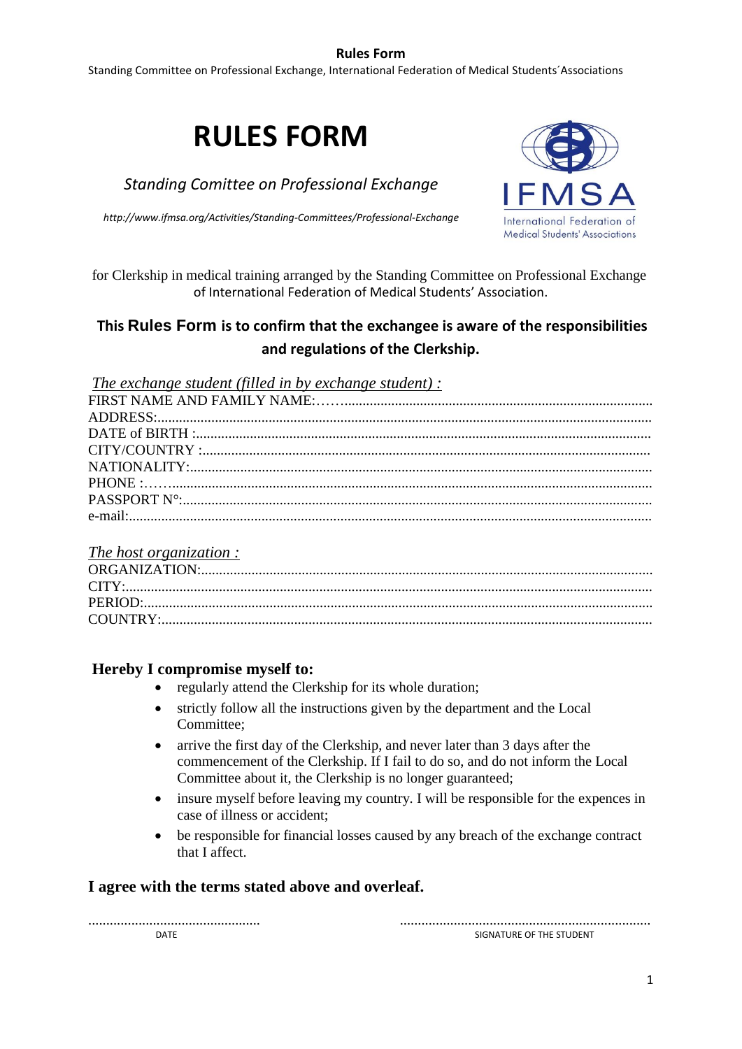# RULES FORM

*Standing Comittee on Professional Exchange*

*http://www.ifmsa.org/Activities/Standing-Committees/Professional-Exchange*

International Federation of Medical Students' Associations

for Clerkship in medical training arranged by the Standing Committee on Professional Exchange of International Federation of Medical Students' Association.

## This Rules Form is to confirm that the exchangee is aware of the responsibilities and regulations of the Clerkship.

*The exchange student (filled in by exchange student) :*

FIRST NAME AND FAMILY NAME:……...........................................................................................
ADDRESS:..............................................................................................................................
DATE of BIRTH :.....................................................................................................................
CITY/COUNTRY :...................................................................................................................
NATIONALITY:.......................................................................................................................
PHONE :……..........................................................................................................................
PASSPORT N°:.......................................................................................................................
e-mail:....................................................................................................................................

*The host organization :*

ORGANIZATION:.....................................................................................................................
CITY:......................................................................................................................................
PERIOD:.................................................................................................................................
COUNTRY:.............................................................................................................................

**Hereby I compromise myself to:**

- regularly attend the Clerkship for its whole duration;
- strictly follow all the instructions given by the department and the Local Committee;
- arrive the first day of the Clerkship, and never later than 3 days after the commencement of the Clerkship. If I fail to do so, and do not inform the Local Committee about it, the Clerkship is no longer guaranteed;
- insure myself before leaving my country. I will be responsible for the expences in case of illness or accident;
- be responsible for financial losses caused by any breach of the exchange contract that I affect.

**I agree with the terms stated above and overleaf.**

................................................ &nbsp;&nbsp;&nbsp;&nbsp;&nbsp;&nbsp;&nbsp;&nbsp; .....................................................................

DATE &nbsp;&nbsp;&nbsp;&nbsp;&nbsp;&nbsp;&nbsp;&nbsp;&nbsp;&nbsp;&nbsp;&nbsp;&nbsp;&nbsp;&nbsp;&nbsp;&nbsp;&nbsp;&nbsp;&nbsp;&nbsp;&nbsp;&nbsp;&nbsp;&nbsp;&nbsp;&nbsp;&nbsp;&nbsp;&nbsp; SIGNATURE OF THE STUDENT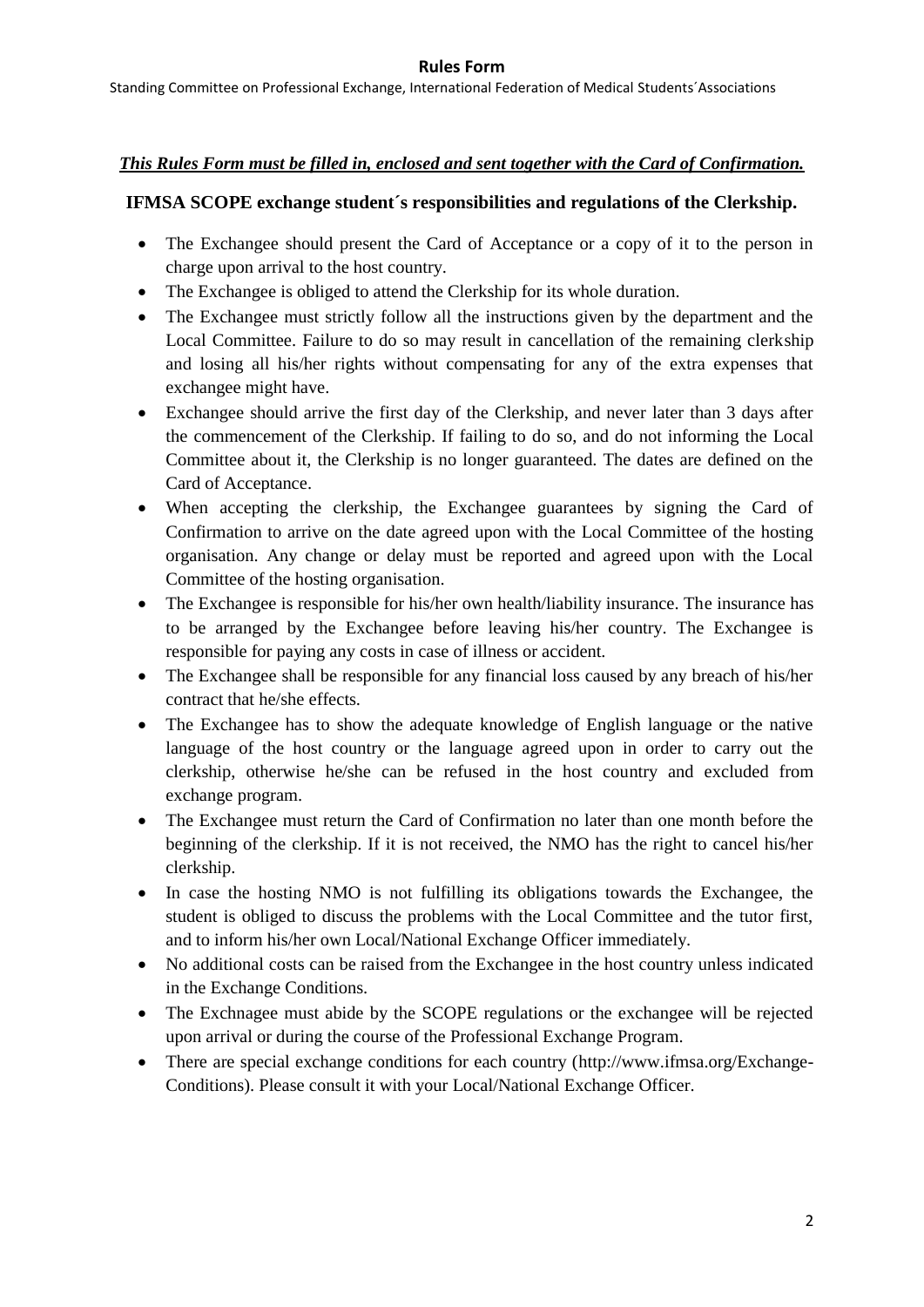***This Rules Form must be filled in, enclosed and sent together with the Card of Confirmation.***

**IFMSA SCOPE exchange student´s responsibilities and regulations of the Clerkship.**

- The Exchangee should present the Card of Acceptance or a copy of it to the person in charge upon arrival to the host country.
- The Exchangee is obliged to attend the Clerkship for its whole duration.
- The Exchangee must strictly follow all the instructions given by the department and the Local Committee. Failure to do so may result in cancellation of the remaining clerkship and losing all his/her rights without compensating for any of the extra expenses that exchangee might have.
- Exchangee should arrive the first day of the Clerkship, and never later than 3 days after the commencement of the Clerkship. If failing to do so, and do not informing the Local Committee about it, the Clerkship is no longer guaranteed. The dates are defined on the Card of Acceptance.
- When accepting the clerkship, the Exchangee guarantees by signing the Card of Confirmation to arrive on the date agreed upon with the Local Committee of the hosting organisation. Any change or delay must be reported and agreed upon with the Local Committee of the hosting organisation.
- The Exchangee is responsible for his/her own health/liability insurance. The insurance has to be arranged by the Exchangee before leaving his/her country. The Exchangee is responsible for paying any costs in case of illness or accident.
- The Exchangee shall be responsible for any financial loss caused by any breach of his/her contract that he/she effects.
- The Exchangee has to show the adequate knowledge of English language or the native language of the host country or the language agreed upon in order to carry out the clerkship, otherwise he/she can be refused in the host country and excluded from exchange program.
- The Exchangee must return the Card of Confirmation no later than one month before the beginning of the clerkship. If it is not received, the NMO has the right to cancel his/her clerkship.
- In case the hosting NMO is not fulfilling its obligations towards the Exchangee, the student is obliged to discuss the problems with the Local Committee and the tutor first, and to inform his/her own Local/National Exchange Officer immediately.
- No additional costs can be raised from the Exchangee in the host country unless indicated in the Exchange Conditions.
- The Exchnagee must abide by the SCOPE regulations or the exchangee will be rejected upon arrival or during the course of the Professional Exchange Program.
- There are special exchange conditions for each country (http://www.ifmsa.org/Exchange-Conditions). Please consult it with your Local/National Exchange Officer.